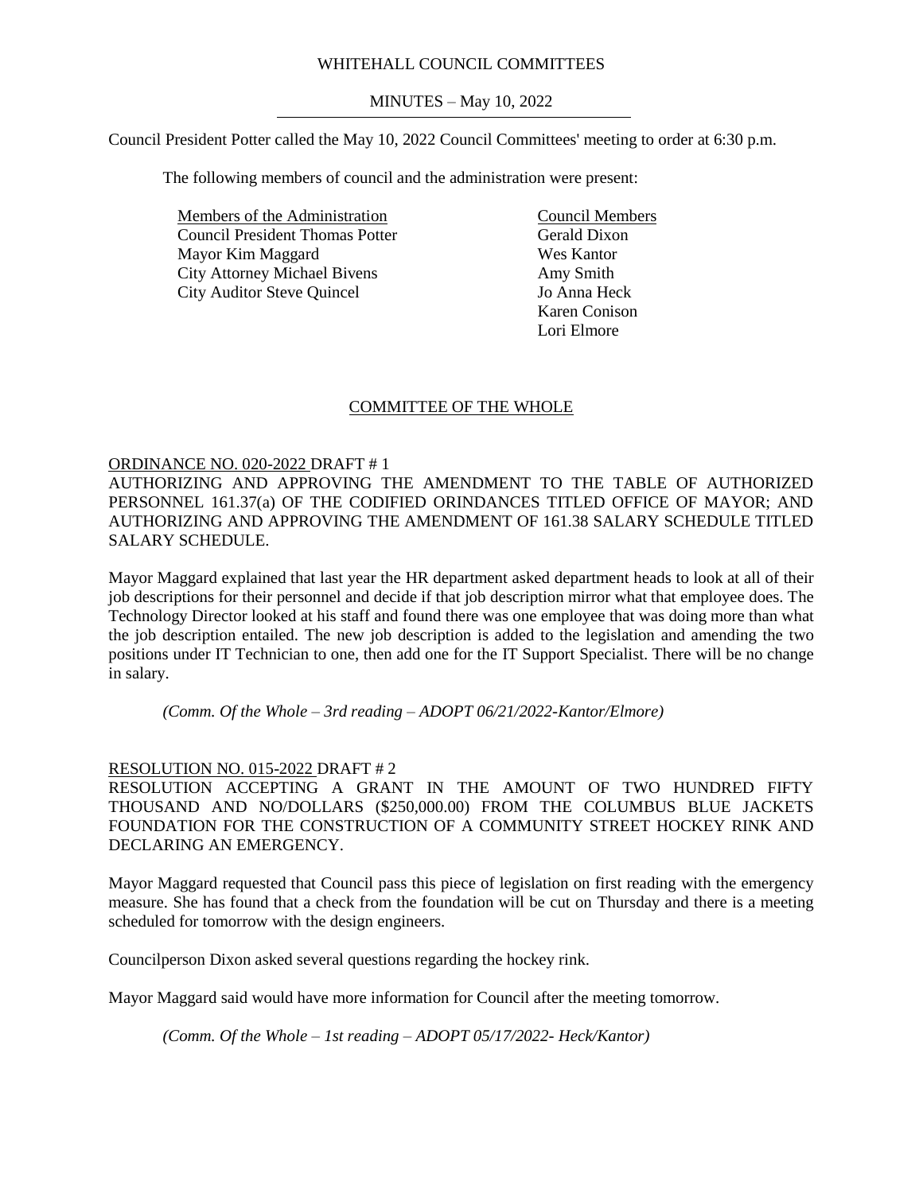WHITEHALL COUNCIL COMMITTEES

MINUTES – May 10, 2022

Council President Potter called the May 10, 2022 Council Committees' meeting to order at 6:30 p.m.

The following members of council and the administration were present:

| Members of the Administration | Council Members |
|---|---|
| Council President Thomas Potter | Gerald Dixon |
| Mayor Kim Maggard | Wes Kantor |
| City Attorney Michael Bivens | Amy Smith |
| City Auditor Steve Quincel | Jo Anna Heck |
| | Karen Conison |
| | Lori Elmore |

## COMMITTEE OF THE WHOLE

ORDINANCE NO. 020-2022 DRAFT # 1

AUTHORIZING AND APPROVING THE AMENDMENT TO THE TABLE OF AUTHORIZED PERSONNEL 161.37(a) OF THE CODIFIED ORINDANCES TITLED OFFICE OF MAYOR; AND AUTHORIZING AND APPROVING THE AMENDMENT OF 161.38 SALARY SCHEDULE TITLED SALARY SCHEDULE.

Mayor Maggard explained that last year the HR department asked department heads to look at all of their job descriptions for their personnel and decide if that job description mirror what that employee does. The Technology Director looked at his staff and found there was one employee that was doing more than what the job description entailed. The new job description is added to the legislation and amending the two positions under IT Technician to one, then add one for the IT Support Specialist. There will be no change in salary.

*(Comm. Of the Whole – 3rd reading – ADOPT 06/21/2022-Kantor/Elmore)*

RESOLUTION NO. 015-2022 DRAFT # 2

RESOLUTION ACCEPTING A GRANT IN THE AMOUNT OF TWO HUNDRED FIFTY THOUSAND AND NO/DOLLARS ($250,000.00) FROM THE COLUMBUS BLUE JACKETS FOUNDATION FOR THE CONSTRUCTION OF A COMMUNITY STREET HOCKEY RINK AND DECLARING AN EMERGENCY.

Mayor Maggard requested that Council pass this piece of legislation on first reading with the emergency measure. She has found that a check from the foundation will be cut on Thursday and there is a meeting scheduled for tomorrow with the design engineers.

Councilperson Dixon asked several questions regarding the hockey rink.

Mayor Maggard said would have more information for Council after the meeting tomorrow.

*(Comm. Of the Whole – 1st reading – ADOPT 05/17/2022- Heck/Kantor)*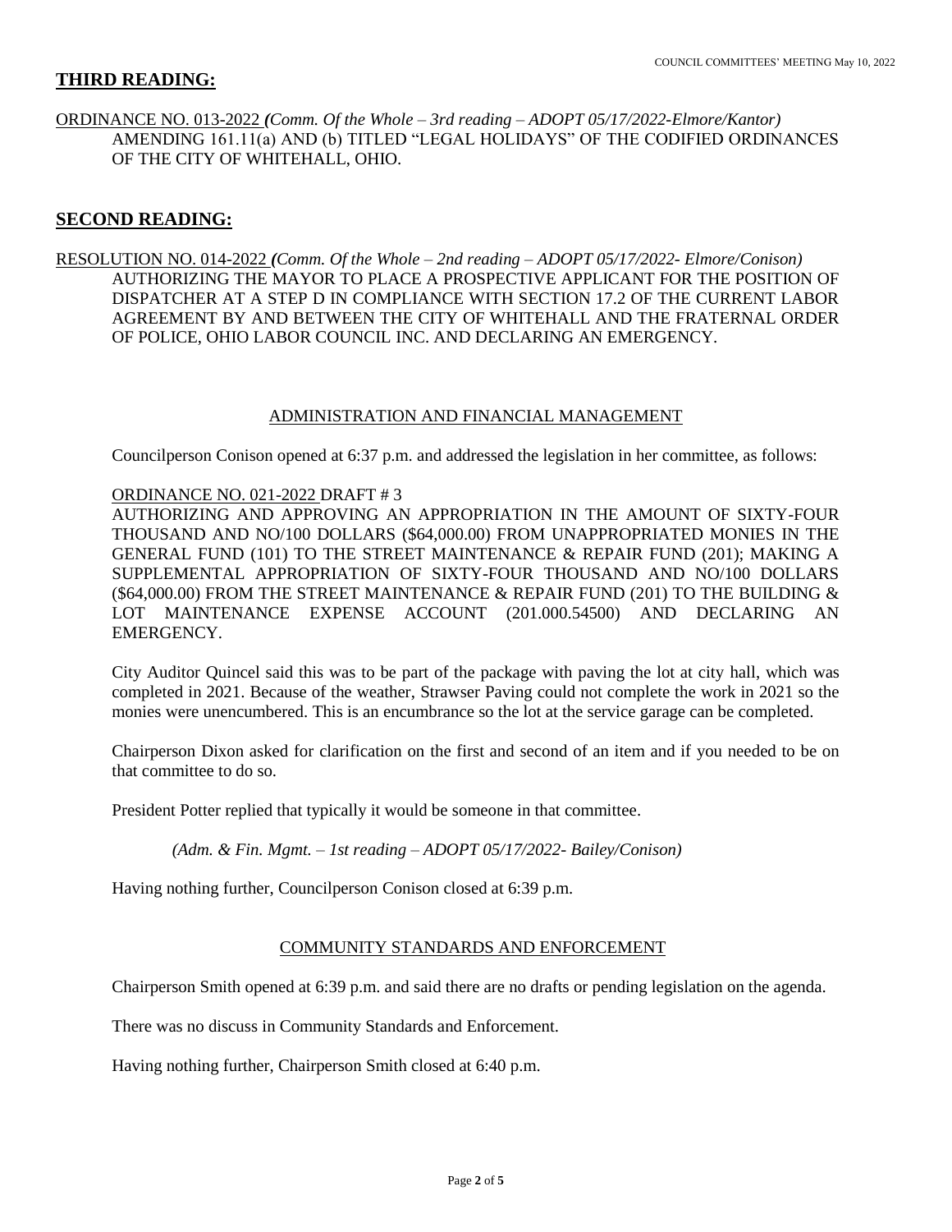## THIRD READING:

ORDINANCE NO. 013-2022 *(Comm. Of the Whole – 3rd reading – ADOPT 05/17/2022-Elmore/Kantor)*
AMENDING 161.11(a) AND (b) TITLED "LEGAL HOLIDAYS" OF THE CODIFIED ORDINANCES OF THE CITY OF WHITEHALL, OHIO.

## SECOND READING:

RESOLUTION NO. 014-2022 *(Comm. Of the Whole – 2nd reading – ADOPT 05/17/2022- Elmore/Conison)*
AUTHORIZING THE MAYOR TO PLACE A PROSPECTIVE APPLICANT FOR THE POSITION OF DISPATCHER AT A STEP D IN COMPLIANCE WITH SECTION 17.2 OF THE CURRENT LABOR AGREEMENT BY AND BETWEEN THE CITY OF WHITEHALL AND THE FRATERNAL ORDER OF POLICE, OHIO LABOR COUNCIL INC. AND DECLARING AN EMERGENCY.

### ADMINISTRATION AND FINANCIAL MANAGEMENT

Councilperson Conison opened at 6:37 p.m. and addressed the legislation in her committee, as follows:

ORDINANCE NO. 021-2022 DRAFT # 3
AUTHORIZING AND APPROVING AN APPROPRIATION IN THE AMOUNT OF SIXTY-FOUR THOUSAND AND NO/100 DOLLARS ($64,000.00) FROM UNAPPROPRIATED MONIES IN THE GENERAL FUND (101) TO THE STREET MAINTENANCE & REPAIR FUND (201); MAKING A SUPPLEMENTAL APPROPRIATION OF SIXTY-FOUR THOUSAND AND NO/100 DOLLARS ($64,000.00) FROM THE STREET MAINTENANCE & REPAIR FUND (201) TO THE BUILDING & LOT MAINTENANCE EXPENSE ACCOUNT (201.000.54500) AND DECLARING AN EMERGENCY.

City Auditor Quincel said this was to be part of the package with paving the lot at city hall, which was completed in 2021. Because of the weather, Strawser Paving could not complete the work in 2021 so the monies were unencumbered. This is an encumbrance so the lot at the service garage can be completed.

Chairperson Dixon asked for clarification on the first and second of an item and if you needed to be on that committee to do so.

President Potter replied that typically it would be someone in that committee.

*(Adm. & Fin. Mgmt. – 1st reading – ADOPT 05/17/2022- Bailey/Conison)*

Having nothing further, Councilperson Conison closed at 6:39 p.m.

### COMMUNITY STANDARDS AND ENFORCEMENT

Chairperson Smith opened at 6:39 p.m. and said there are no drafts or pending legislation on the agenda.

There was no discuss in Community Standards and Enforcement.

Having nothing further, Chairperson Smith closed at 6:40 p.m.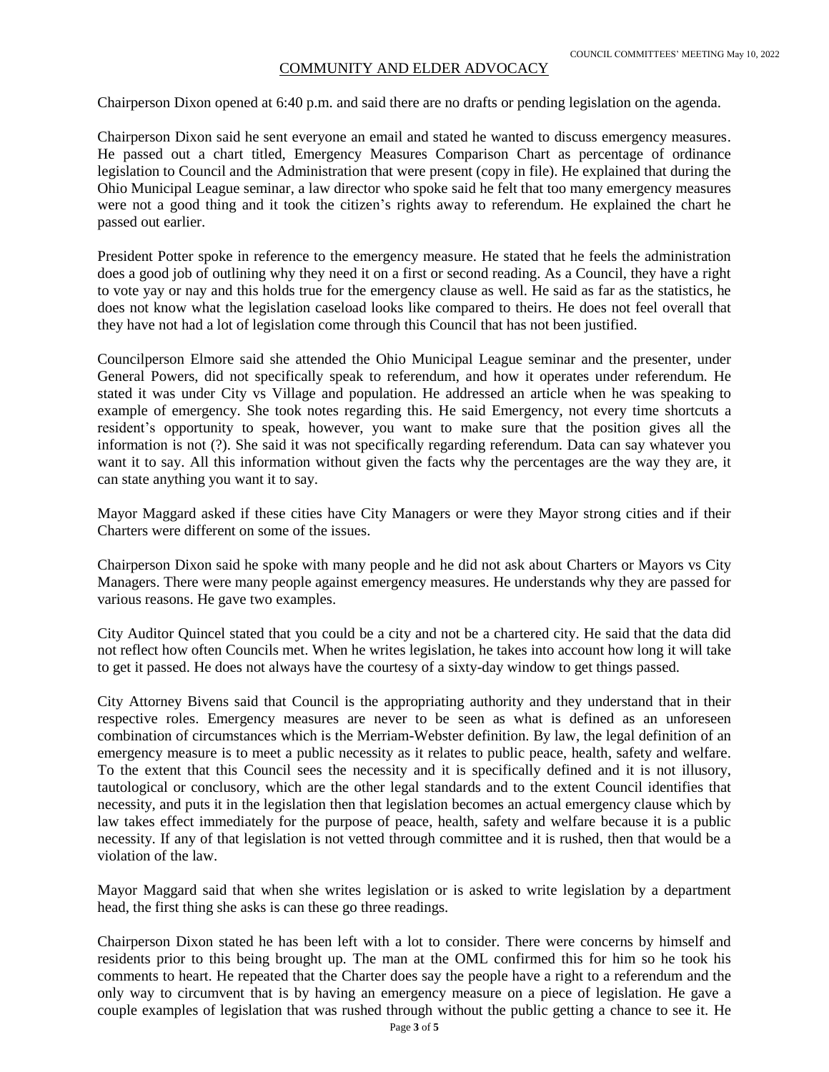## COMMUNITY AND ELDER ADVOCACY

Chairperson Dixon opened at 6:40 p.m. and said there are no drafts or pending legislation on the agenda.

Chairperson Dixon said he sent everyone an email and stated he wanted to discuss emergency measures. He passed out a chart titled, Emergency Measures Comparison Chart as percentage of ordinance legislation to Council and the Administration that were present (copy in file). He explained that during the Ohio Municipal League seminar, a law director who spoke said he felt that too many emergency measures were not a good thing and it took the citizen's rights away to referendum. He explained the chart he passed out earlier.

President Potter spoke in reference to the emergency measure. He stated that he feels the administration does a good job of outlining why they need it on a first or second reading. As a Council, they have a right to vote yay or nay and this holds true for the emergency clause as well. He said as far as the statistics, he does not know what the legislation caseload looks like compared to theirs. He does not feel overall that they have not had a lot of legislation come through this Council that has not been justified.

Councilperson Elmore said she attended the Ohio Municipal League seminar and the presenter, under General Powers, did not specifically speak to referendum, and how it operates under referendum. He stated it was under City vs Village and population. He addressed an article when he was speaking to example of emergency. She took notes regarding this. He said Emergency, not every time shortcuts a resident's opportunity to speak, however, you want to make sure that the position gives all the information is not (?). She said it was not specifically regarding referendum. Data can say whatever you want it to say. All this information without given the facts why the percentages are the way they are, it can state anything you want it to say.

Mayor Maggard asked if these cities have City Managers or were they Mayor strong cities and if their Charters were different on some of the issues.

Chairperson Dixon said he spoke with many people and he did not ask about Charters or Mayors vs City Managers. There were many people against emergency measures. He understands why they are passed for various reasons. He gave two examples.

City Auditor Quincel stated that you could be a city and not be a chartered city. He said that the data did not reflect how often Councils met. When he writes legislation, he takes into account how long it will take to get it passed. He does not always have the courtesy of a sixty-day window to get things passed.

City Attorney Bivens said that Council is the appropriating authority and they understand that in their respective roles. Emergency measures are never to be seen as what is defined as an unforeseen combination of circumstances which is the Merriam-Webster definition. By law, the legal definition of an emergency measure is to meet a public necessity as it relates to public peace, health, safety and welfare. To the extent that this Council sees the necessity and it is specifically defined and it is not illusory, tautological or conclusory, which are the other legal standards and to the extent Council identifies that necessity, and puts it in the legislation then that legislation becomes an actual emergency clause which by law takes effect immediately for the purpose of peace, health, safety and welfare because it is a public necessity. If any of that legislation is not vetted through committee and it is rushed, then that would be a violation of the law.

Mayor Maggard said that when she writes legislation or is asked to write legislation by a department head, the first thing she asks is can these go three readings.

Chairperson Dixon stated he has been left with a lot to consider. There were concerns by himself and residents prior to this being brought up. The man at the OML confirmed this for him so he took his comments to heart. He repeated that the Charter does say the people have a right to a referendum and the only way to circumvent that is by having an emergency measure on a piece of legislation. He gave a couple examples of legislation that was rushed through without the public getting a chance to see it. He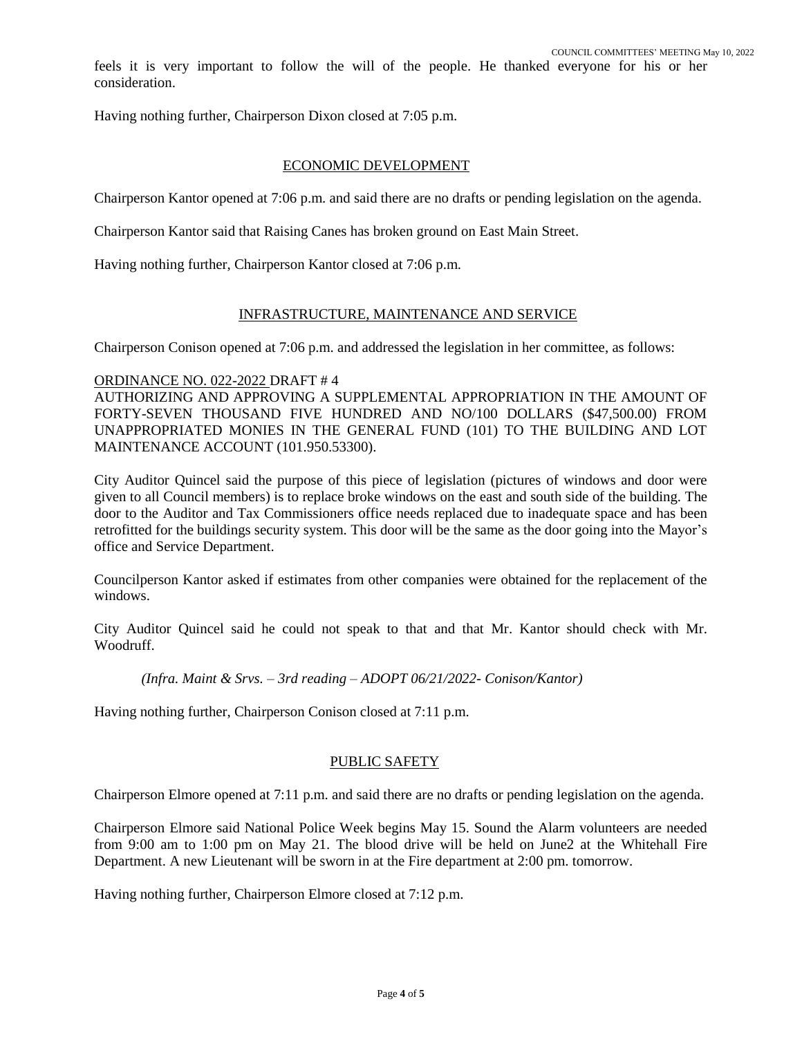feels it is very important to follow the will of the people. He thanked everyone for his or her consideration.

Having nothing further, Chairperson Dixon closed at 7:05 p.m.

## ECONOMIC DEVELOPMENT

Chairperson Kantor opened at 7:06 p.m. and said there are no drafts or pending legislation on the agenda.

Chairperson Kantor said that Raising Canes has broken ground on East Main Street.

Having nothing further, Chairperson Kantor closed at 7:06 p.m.

## INFRASTRUCTURE, MAINTENANCE AND SERVICE

Chairperson Conison opened at 7:06 p.m. and addressed the legislation in her committee, as follows:

ORDINANCE NO. 022-2022 DRAFT # 4
AUTHORIZING AND APPROVING A SUPPLEMENTAL APPROPRIATION IN THE AMOUNT OF FORTY-SEVEN THOUSAND FIVE HUNDRED AND NO/100 DOLLARS ($47,500.00) FROM UNAPPROPRIATED MONIES IN THE GENERAL FUND (101) TO THE BUILDING AND LOT MAINTENANCE ACCOUNT (101.950.53300).

City Auditor Quincel said the purpose of this piece of legislation (pictures of windows and door were given to all Council members) is to replace broke windows on the east and south side of the building. The door to the Auditor and Tax Commissioners office needs replaced due to inadequate space and has been retrofitted for the buildings security system. This door will be the same as the door going into the Mayor's office and Service Department.

Councilperson Kantor asked if estimates from other companies were obtained for the replacement of the windows.

City Auditor Quincel said he could not speak to that and that Mr. Kantor should check with Mr. Woodruff.

*(Infra. Maint & Srvs. – 3rd reading – ADOPT 06/21/2022- Conison/Kantor)*

Having nothing further, Chairperson Conison closed at 7:11 p.m.

## PUBLIC SAFETY

Chairperson Elmore opened at 7:11 p.m. and said there are no drafts or pending legislation on the agenda.

Chairperson Elmore said National Police Week begins May 15. Sound the Alarm volunteers are needed from 9:00 am to 1:00 pm on May 21. The blood drive will be held on June2 at the Whitehall Fire Department. A new Lieutenant will be sworn in at the Fire department at 2:00 pm. tomorrow.

Having nothing further, Chairperson Elmore closed at 7:12 p.m.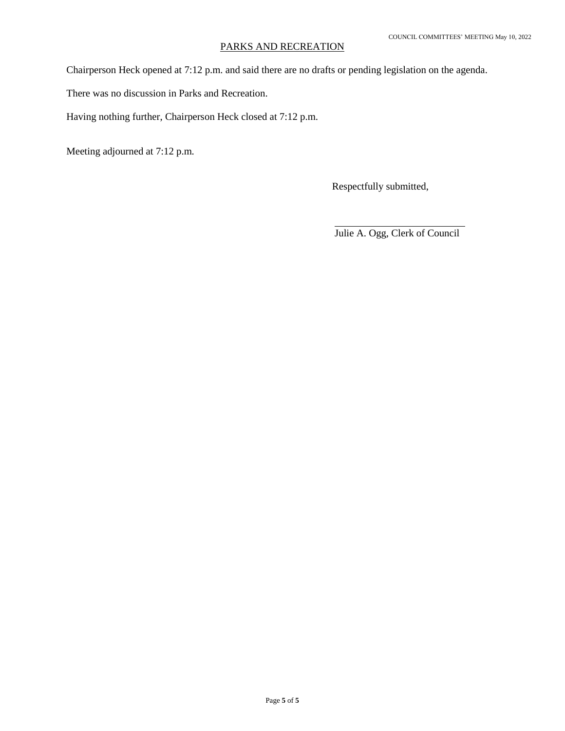## PARKS AND RECREATION

Chairperson Heck opened at 7:12 p.m. and said there are no drafts or pending legislation on the agenda.

There was no discussion in Parks and Recreation.

Having nothing further, Chairperson Heck closed at 7:12 p.m.

Meeting adjourned at 7:12 p.m.

Respectfully submitted,

Julie A. Ogg, Clerk of Council